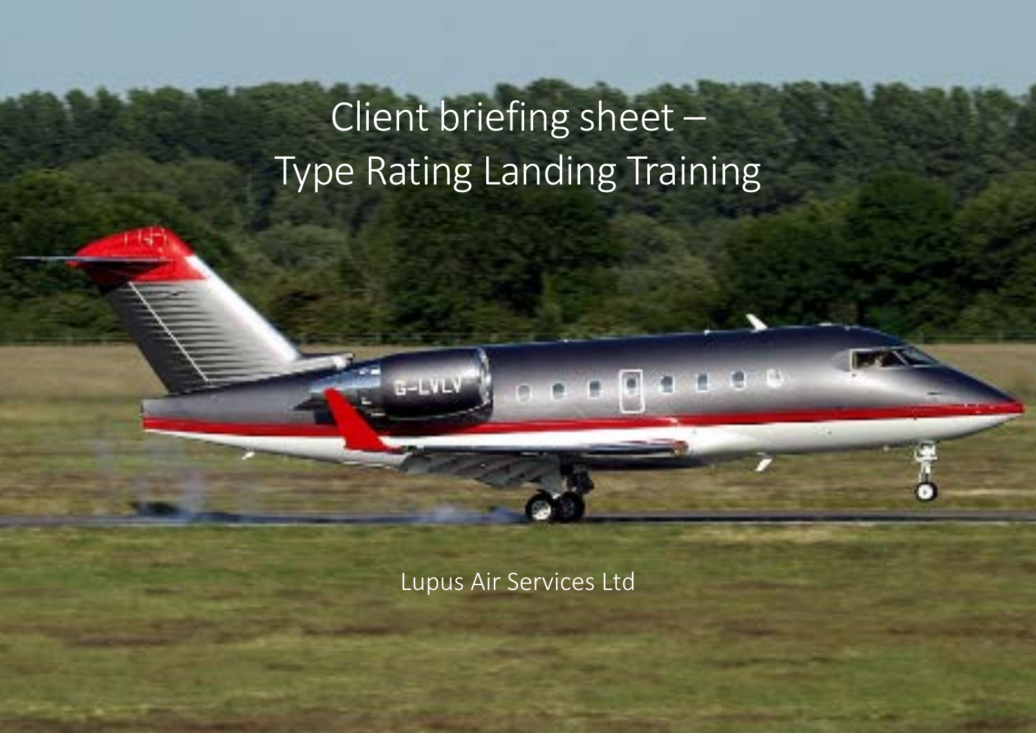# Client briefing sheet – Type Rating Landing Training

Lupus Air Services Ltd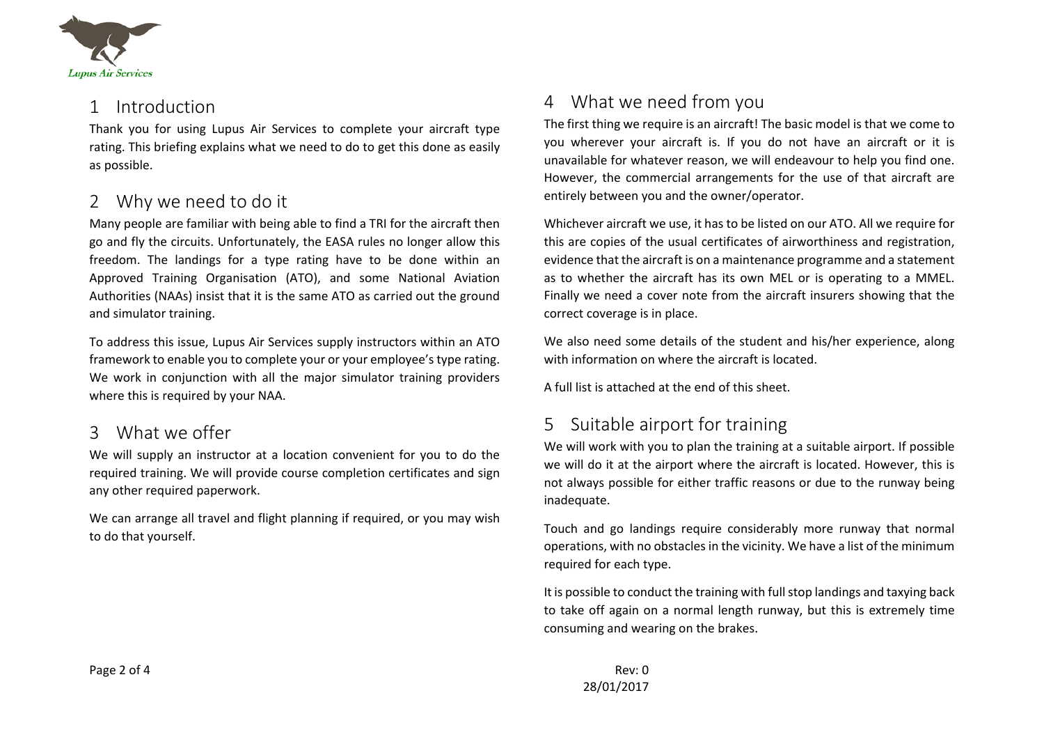## 1 Introduction

Thank you for using Lupus Air Services to complete your aircraft type rating. This briefing explains what we need to do to get this done as easily as possible.

## 2 Why we need to do it

Many people are familiar with being able to find a TRI for the aircraft then go and fly the circuits. Unfortunately, the EASA rules no longer allow this freedom. The landings for a type rating have to be done within an Approved Training Organisation (ATO), and some National Aviation Authorities (NAAs) insist that it is the same ATO as carried out the ground and simulator training.

To address this issue, Lupus Air Services supply instructors within an ATO framework to enable you to complete your or your employee's type rating. We work in conjunction with all the major simulator training providers where this is required by your NAA.

## 3 What we offer

We will supply an instructor at a location convenient for you to do the required training. We will provide course completion certificates and sign any other required paperwork.

We can arrange all travel and flight planning if required, or you may wish to do that yourself.

## 4 What we need from you

The first thing we require is an aircraft! The basic model is that we come to you wherever your aircraft is. If you do not have an aircraft or it is unavailable for whatever reason, we will endeavour to help you find one. However, the commercial arrangements for the use of that aircraft are entirely between you and the owner/operator.

Whichever aircraft we use, it has to be listed on our ATO. All we require for this are copies of the usual certificates of airworthiness and registration, evidence that the aircraft is on a maintenance programme and a statement as to whether the aircraft has its own MEL or is operating to a MMEL. Finally we need a cover note from the aircraft insurers showing that the correct coverage is in place.

We also need some details of the student and his/her experience, along with information on where the aircraft is located.

A full list is attached at the end of this sheet.

## 5 Suitable airport for training

We will work with you to plan the training at a suitable airport. If possible we will do it at the airport where the aircraft is located. However, this is not always possible for either traffic reasons or due to the runway being inadequate.

Touch and go landings require considerably more runway that normal operations, with no obstacles in the vicinity. We have a list of the minimum required for each type.

It is possible to conduct the training with full stop landings and taxying back to take off again on a normal length runway, but this is extremely time consuming and wearing on the brakes.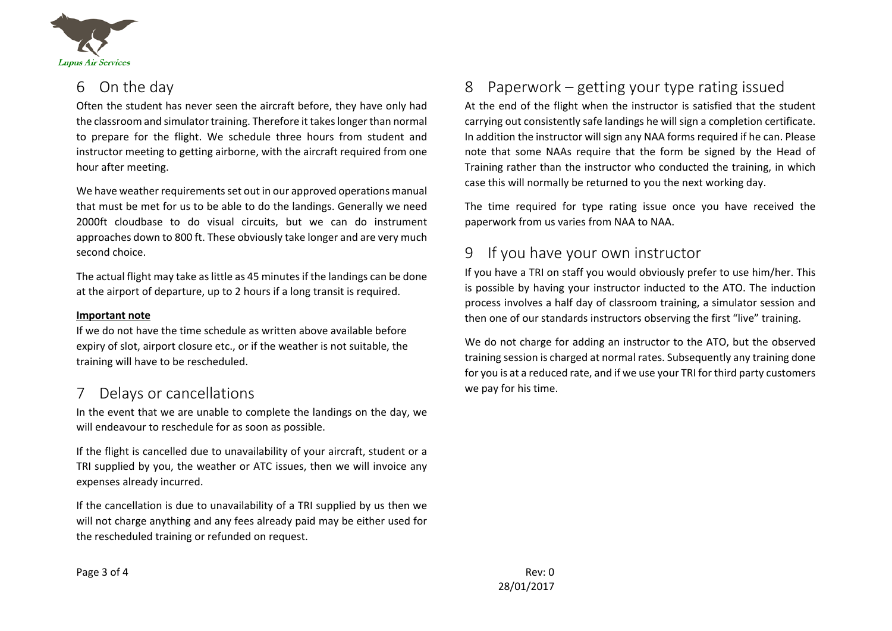## 6 On the day

Often the student has never seen the aircraft before, they have only had the classroom and simulator training. Therefore it takes longer than normal to prepare for the flight. We schedule three hours from student and instructor meeting to getting airborne, with the aircraft required from one hour after meeting.

We have weather requirements set out in our approved operations manual that must be met for us to be able to do the landings. Generally we need 2000ft cloudbase to do visual circuits, but we can do instrument approaches down to 800 ft. These obviously take longer and are very much second choice.

The actual flight may take as little as 45 minutes if the landings can be done at the airport of departure, up to 2 hours if a long transit is required.

**Important note**

If we do not have the time schedule as written above available before expiry of slot, airport closure etc., or if the weather is not suitable, the training will have to be rescheduled.

## 7 Delays or cancellations

In the event that we are unable to complete the landings on the day, we will endeavour to reschedule for as soon as possible.

If the flight is cancelled due to unavailability of your aircraft, student or a TRI supplied by you, the weather or ATC issues, then we will invoice any expenses already incurred.

If the cancellation is due to unavailability of a TRI supplied by us then we will not charge anything and any fees already paid may be either used for the rescheduled training or refunded on request.

## 8 Paperwork – getting your type rating issued

At the end of the flight when the instructor is satisfied that the student carrying out consistently safe landings he will sign a completion certificate. In addition the instructor will sign any NAA forms required if he can. Please note that some NAAs require that the form be signed by the Head of Training rather than the instructor who conducted the training, in which case this will normally be returned to you the next working day.

The time required for type rating issue once you have received the paperwork from us varies from NAA to NAA.

## 9 If you have your own instructor

If you have a TRI on staff you would obviously prefer to use him/her. This is possible by having your instructor inducted to the ATO. The induction process involves a half day of classroom training, a simulator session and then one of our standards instructors observing the first "live" training.

We do not charge for adding an instructor to the ATO, but the observed training session is charged at normal rates. Subsequently any training done for you is at a reduced rate, and if we use your TRI for third party customers we pay for his time.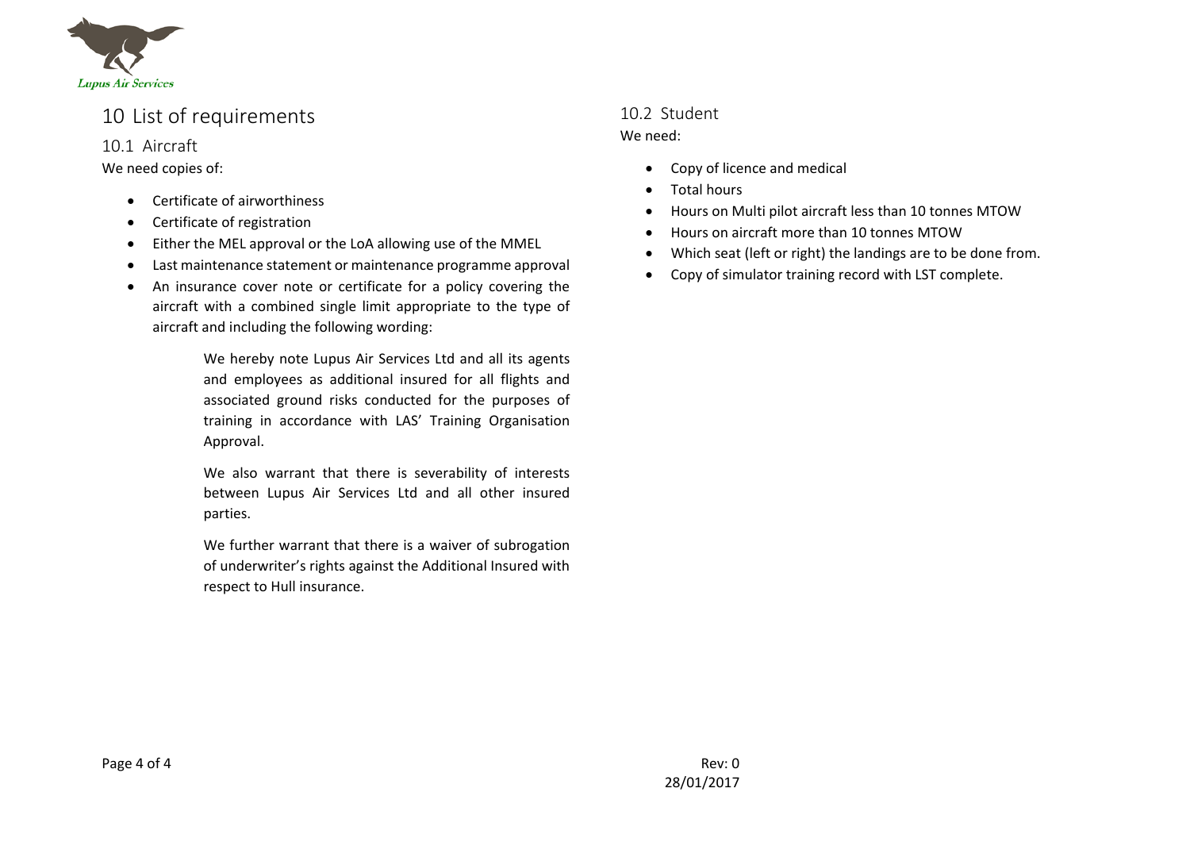# 10 List of requirements

## 10.1 Aircraft

We need copies of:

- Certificate of airworthiness
- Certificate of registration
- Either the MEL approval or the LoA allowing use of the MMEL
- Last maintenance statement or maintenance programme approval
- An insurance cover note or certificate for a policy covering the aircraft with a combined single limit appropriate to the type of aircraft and including the following wording:

> We hereby note Lupus Air Services Ltd and all its agents and employees as additional insured for all flights and associated ground risks conducted for the purposes of training in accordance with LAS' Training Organisation Approval.
>
> We also warrant that there is severability of interests between Lupus Air Services Ltd and all other insured parties.
>
> We further warrant that there is a waiver of subrogation of underwriter's rights against the Additional Insured with respect to Hull insurance.

## 10.2 Student

We need:

- Copy of licence and medical
- Total hours
- Hours on Multi pilot aircraft less than 10 tonnes MTOW
- Hours on aircraft more than 10 tonnes MTOW
- Which seat (left or right) the landings are to be done from.
- Copy of simulator training record with LST complete.